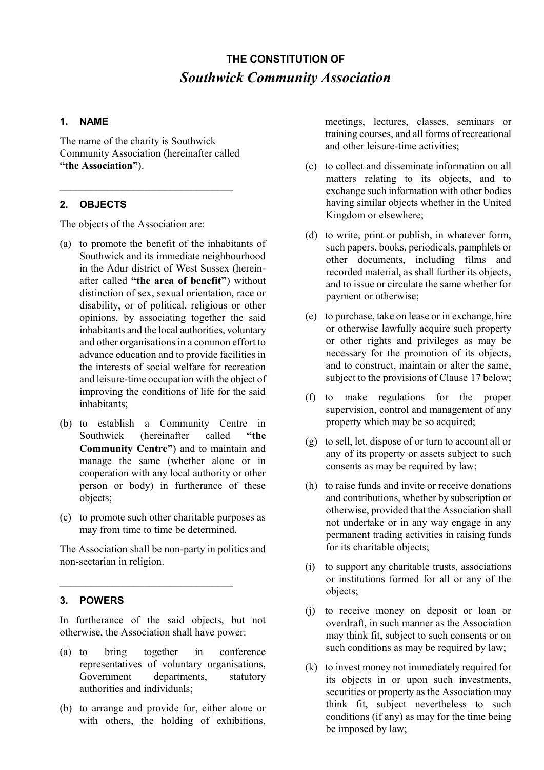# THE CONSTITUTION OF
## *Southwick Community Association*

### 1. NAME

The name of the charity is Southwick Community Association (hereinafter called **"the Association"**).

---

### 2. OBJECTS

The objects of the Association are:

(a) to promote the benefit of the inhabitants of Southwick and its immediate neighbourhood in the Adur district of West Sussex (hereinafter called **"the area of benefit"**) without distinction of sex, sexual orientation, race or disability, or of political, religious or other opinions, by associating together the said inhabitants and the local authorities, voluntary and other organisations in a common effort to advance education and to provide facilities in the interests of social welfare for recreation and leisure-time occupation with the object of improving the conditions of life for the said inhabitants;

(b) to establish a Community Centre in Southwick (hereinafter called **"the Community Centre"**) and to maintain and manage the same (whether alone or in cooperation with any local authority or other person or body) in furtherance of these objects;

(c) to promote such other charitable purposes as may from time to time be determined.

The Association shall be non-party in politics and non-sectarian in religion.

---

### 3. POWERS

In furtherance of the said objects, but not otherwise, the Association shall have power:

(a) to bring together in conference representatives of voluntary organisations, Government departments, statutory authorities and individuals;

(b) to arrange and provide for, either alone or with others, the holding of exhibitions, meetings, lectures, classes, seminars or training courses, and all forms of recreational and other leisure-time activities;

(c) to collect and disseminate information on all matters relating to its objects, and to exchange such information with other bodies having similar objects whether in the United Kingdom or elsewhere;

(d) to write, print or publish, in whatever form, such papers, books, periodicals, pamphlets or other documents, including films and recorded material, as shall further its objects, and to issue or circulate the same whether for payment or otherwise;

(e) to purchase, take on lease or in exchange, hire or otherwise lawfully acquire such property or other rights and privileges as may be necessary for the promotion of its objects, and to construct, maintain or alter the same, subject to the provisions of Clause 17 below;

(f) to make regulations for the proper supervision, control and management of any property which may be so acquired;

(g) to sell, let, dispose of or turn to account all or any of its property or assets subject to such consents as may be required by law;

(h) to raise funds and invite or receive donations and contributions, whether by subscription or otherwise, provided that the Association shall not undertake or in any way engage in any permanent trading activities in raising funds for its charitable objects;

(i) to support any charitable trusts, associations or institutions formed for all or any of the objects;

(j) to receive money on deposit or loan or overdraft, in such manner as the Association may think fit, subject to such consents or on such conditions as may be required by law;

(k) to invest money not immediately required for its objects in or upon such investments, securities or property as the Association may think fit, subject nevertheless to such conditions (if any) as may for the time being be imposed by law;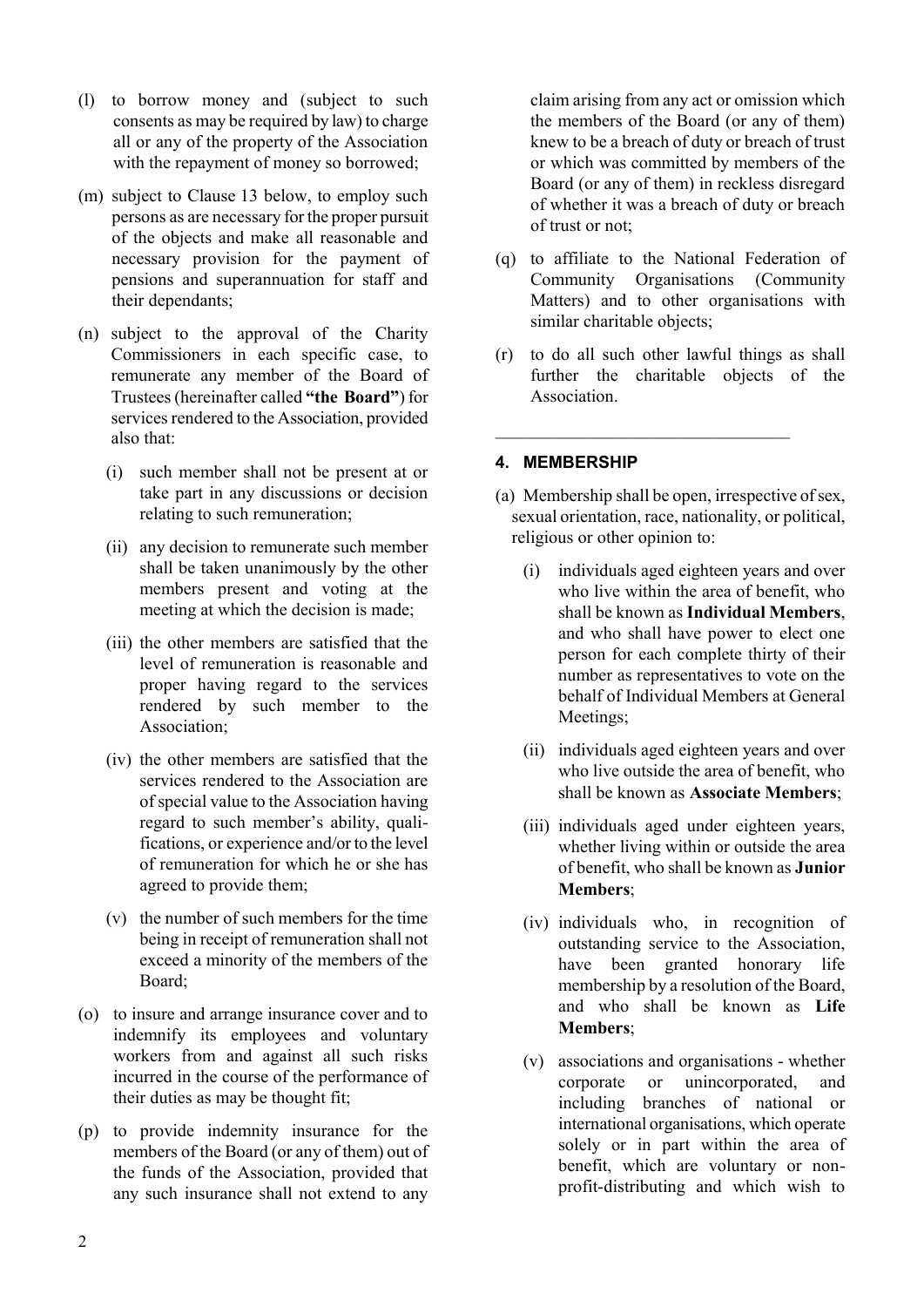(l) to borrow money and (subject to such consents as may be required by law) to charge all or any of the property of the Association with the repayment of money so borrowed;

(m) subject to Clause 13 below, to employ such persons as are necessary for the proper pursuit of the objects and make all reasonable and necessary provision for the payment of pensions and superannuation for staff and their dependants;

(n) subject to the approval of the Charity Commissioners in each specific case, to remunerate any member of the Board of Trustees (hereinafter called **"the Board"**) for services rendered to the Association, provided also that:

   (i) such member shall not be present at or take part in any discussions or decision relating to such remuneration;

   (ii) any decision to remunerate such member shall be taken unanimously by the other members present and voting at the meeting at which the decision is made;

   (iii) the other members are satisfied that the level of remuneration is reasonable and proper having regard to the services rendered by such member to the Association;

   (iv) the other members are satisfied that the services rendered to the Association are of special value to the Association having regard to such member's ability, qualifications, or experience and/or to the level of remuneration for which he or she has agreed to provide them;

   (v) the number of such members for the time being in receipt of remuneration shall not exceed a minority of the members of the Board;

(o) to insure and arrange insurance cover and to indemnify its employees and voluntary workers from and against all such risks incurred in the course of the performance of their duties as may be thought fit;

(p) to provide indemnity insurance for the members of the Board (or any of them) out of the funds of the Association, provided that any such insurance shall not extend to any claim arising from any act or omission which the members of the Board (or any of them) knew to be a breach of duty or breach of trust or which was committed by members of the Board (or any of them) in reckless disregard of whether it was a breach of duty or breach of trust or not;

(q) to affiliate to the National Federation of Community Organisations (Community Matters) and to other organisations with similar charitable objects;

(r) to do all such other lawful things as shall further the charitable objects of the Association.

---

## 4. MEMBERSHIP

(a) Membership shall be open, irrespective of sex, sexual orientation, race, nationality, or political, religious or other opinion to:

   (i) individuals aged eighteen years and over who live within the area of benefit, who shall be known as **Individual Members**, and who shall have power to elect one person for each complete thirty of their number as representatives to vote on the behalf of Individual Members at General Meetings;

   (ii) individuals aged eighteen years and over who live outside the area of benefit, who shall be known as **Associate Members**;

   (iii) individuals aged under eighteen years, whether living within or outside the area of benefit, who shall be known as **Junior Members**;

   (iv) individuals who, in recognition of outstanding service to the Association, have been granted honorary life membership by a resolution of the Board, and who shall be known as **Life Members**;

   (v) associations and organisations - whether corporate or unincorporated, and including branches of national or international organisations, which operate solely or in part within the area of benefit, which are voluntary or non-profit-distributing and which wish to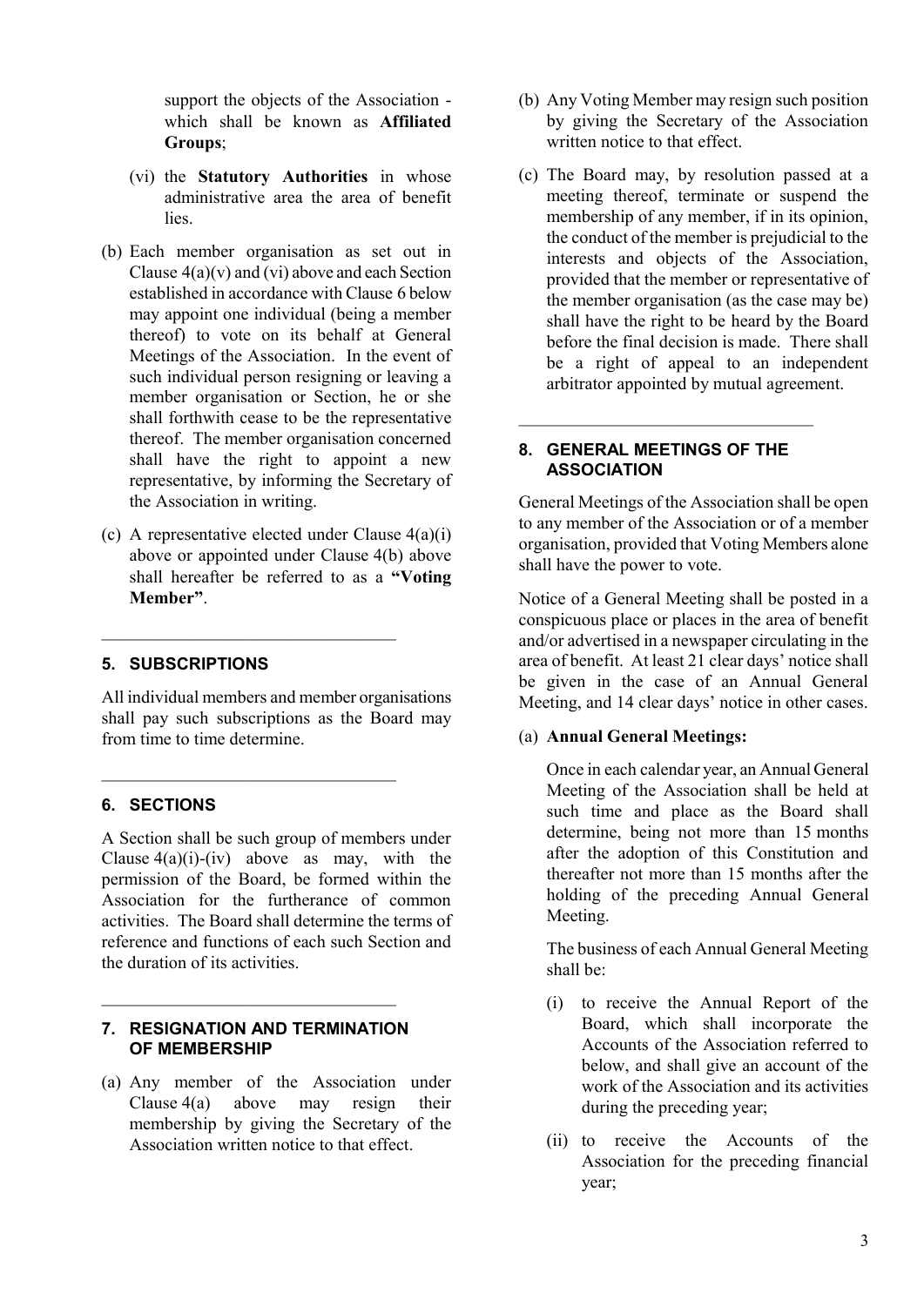support the objects of the Association - which shall be known as **Affiliated Groups**;

(vi) the **Statutory Authorities** in whose administrative area the area of benefit lies.

(b) Each member organisation as set out in Clause 4(a)(v) and (vi) above and each Section established in accordance with Clause 6 below may appoint one individual (being a member thereof) to vote on its behalf at General Meetings of the Association. In the event of such individual person resigning or leaving a member organisation or Section, he or she shall forthwith cease to be the representative thereof. The member organisation concerned shall have the right to appoint a new representative, by informing the Secretary of the Association in writing.

(c) A representative elected under Clause 4(a)(i) above or appointed under Clause 4(b) above shall hereafter be referred to as a **"Voting Member"**.

---

## 5. SUBSCRIPTIONS

All individual members and member organisations shall pay such subscriptions as the Board may from time to time determine.

---

## 6. SECTIONS

A Section shall be such group of members under Clause 4(a)(i)-(iv) above as may, with the permission of the Board, be formed within the Association for the furtherance of common activities. The Board shall determine the terms of reference and functions of each such Section and the duration of its activities.

---

## 7. RESIGNATION AND TERMINATION OF MEMBERSHIP

(a) Any member of the Association under Clause 4(a) above may resign their membership by giving the Secretary of the Association written notice to that effect.

(b) Any Voting Member may resign such position by giving the Secretary of the Association written notice to that effect.

(c) The Board may, by resolution passed at a meeting thereof, terminate or suspend the membership of any member, if in its opinion, the conduct of the member is prejudicial to the interests and objects of the Association, provided that the member or representative of the member organisation (as the case may be) shall have the right to be heard by the Board before the final decision is made. There shall be a right of appeal to an independent arbitrator appointed by mutual agreement.

---

## 8. GENERAL MEETINGS OF THE ASSOCIATION

General Meetings of the Association shall be open to any member of the Association or of a member organisation, provided that Voting Members alone shall have the power to vote.

Notice of a General Meeting shall be posted in a conspicuous place or places in the area of benefit and/or advertised in a newspaper circulating in the area of benefit. At least 21 clear days' notice shall be given in the case of an Annual General Meeting, and 14 clear days' notice in other cases.

(a) **Annual General Meetings:**

Once in each calendar year, an Annual General Meeting of the Association shall be held at such time and place as the Board shall determine, being not more than 15 months after the adoption of this Constitution and thereafter not more than 15 months after the holding of the preceding Annual General Meeting.

The business of each Annual General Meeting shall be:

(i) to receive the Annual Report of the Board, which shall incorporate the Accounts of the Association referred to below, and shall give an account of the work of the Association and its activities during the preceding year;

(ii) to receive the Accounts of the Association for the preceding financial year;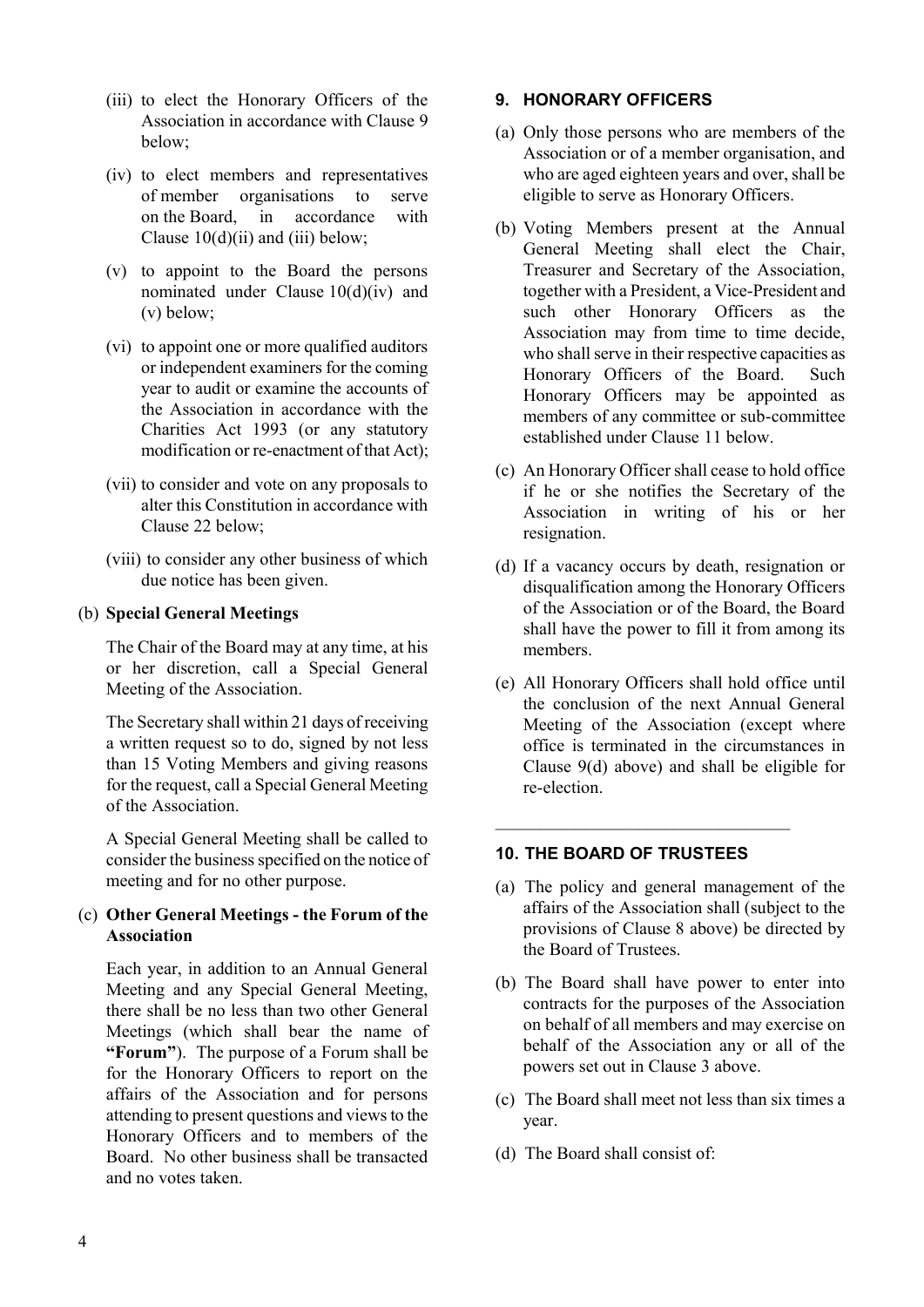(iii) to elect the Honorary Officers of the Association in accordance with Clause 9 below;

(iv) to elect members and representatives of member organisations to serve on the Board, in accordance with Clause 10(d)(ii) and (iii) below;

(v) to appoint to the Board the persons nominated under Clause 10(d)(iv) and (v) below;

(vi) to appoint one or more qualified auditors or independent examiners for the coming year to audit or examine the accounts of the Association in accordance with the Charities Act 1993 (or any statutory modification or re-enactment of that Act);

(vii) to consider and vote on any proposals to alter this Constitution in accordance with Clause 22 below;

(viii) to consider any other business of which due notice has been given.

(b) **Special General Meetings**

The Chair of the Board may at any time, at his or her discretion, call a Special General Meeting of the Association.

The Secretary shall within 21 days of receiving a written request so to do, signed by not less than 15 Voting Members and giving reasons for the request, call a Special General Meeting of the Association.

A Special General Meeting shall be called to consider the business specified on the notice of meeting and for no other purpose.

(c) **Other General Meetings - the Forum of the Association**

Each year, in addition to an Annual General Meeting and any Special General Meeting, there shall be no less than two other General Meetings (which shall bear the name of **"Forum"**). The purpose of a Forum shall be for the Honorary Officers to report on the affairs of the Association and for persons attending to present questions and views to the Honorary Officers and to members of the Board. No other business shall be transacted and no votes taken.

## 9. HONORARY OFFICERS

(a) Only those persons who are members of the Association or of a member organisation, and who are aged eighteen years and over, shall be eligible to serve as Honorary Officers.

(b) Voting Members present at the Annual General Meeting shall elect the Chair, Treasurer and Secretary of the Association, together with a President, a Vice-President and such other Honorary Officers as the Association may from time to time decide, who shall serve in their respective capacities as Honorary Officers of the Board. Such Honorary Officers may be appointed as members of any committee or sub-committee established under Clause 11 below.

(c) An Honorary Officer shall cease to hold office if he or she notifies the Secretary of the Association in writing of his or her resignation.

(d) If a vacancy occurs by death, resignation or disqualification among the Honorary Officers of the Association or of the Board, the Board shall have the power to fill it from among its members.

(e) All Honorary Officers shall hold office until the conclusion of the next Annual General Meeting of the Association (except where office is terminated in the circumstances in Clause 9(d) above) and shall be eligible for re-election.

---

## 10. THE BOARD OF TRUSTEES

(a) The policy and general management of the affairs of the Association shall (subject to the provisions of Clause 8 above) be directed by the Board of Trustees.

(b) The Board shall have power to enter into contracts for the purposes of the Association on behalf of all members and may exercise on behalf of the Association any or all of the powers set out in Clause 3 above.

(c) The Board shall meet not less than six times a year.

(d) The Board shall consist of: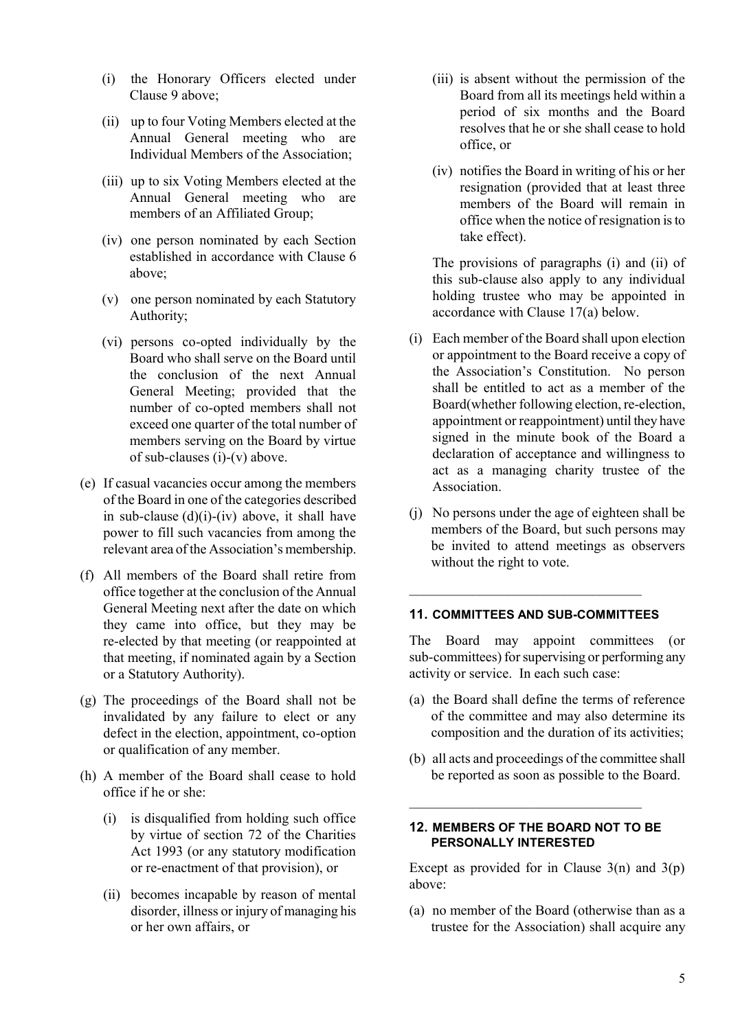(i) the Honorary Officers elected under Clause 9 above;

(ii) up to four Voting Members elected at the Annual General meeting who are Individual Members of the Association;

(iii) up to six Voting Members elected at the Annual General meeting who are members of an Affiliated Group;

(iv) one person nominated by each Section established in accordance with Clause 6 above;

(v) one person nominated by each Statutory Authority;

(vi) persons co-opted individually by the Board who shall serve on the Board until the conclusion of the next Annual General Meeting; provided that the number of co-opted members shall not exceed one quarter of the total number of members serving on the Board by virtue of sub-clauses (i)-(v) above.

(e) If casual vacancies occur among the members of the Board in one of the categories described in sub-clause (d)(i)-(iv) above, it shall have power to fill such vacancies from among the relevant area of the Association's membership.

(f) All members of the Board shall retire from office together at the conclusion of the Annual General Meeting next after the date on which they came into office, but they may be re-elected by that meeting (or reappointed at that meeting, if nominated again by a Section or a Statutory Authority).

(g) The proceedings of the Board shall not be invalidated by any failure to elect or any defect in the election, appointment, co-option or qualification of any member.

(h) A member of the Board shall cease to hold office if he or she:

(i) is disqualified from holding such office by virtue of section 72 of the Charities Act 1993 (or any statutory modification or re-enactment of that provision), or

(ii) becomes incapable by reason of mental disorder, illness or injury of managing his or her own affairs, or

(iii) is absent without the permission of the Board from all its meetings held within a period of six months and the Board resolves that he or she shall cease to hold office, or

(iv) notifies the Board in writing of his or her resignation (provided that at least three members of the Board will remain in office when the notice of resignation is to take effect).

The provisions of paragraphs (i) and (ii) of this sub-clause also apply to any individual holding trustee who may be appointed in accordance with Clause 17(a) below.

(i) Each member of the Board shall upon election or appointment to the Board receive a copy of the Association's Constitution. No person shall be entitled to act as a member of the Board(whether following election, re-election, appointment or reappointment) until they have signed in the minute book of the Board a declaration of acceptance and willingness to act as a managing charity trustee of the Association.

(j) No persons under the age of eighteen shall be members of the Board, but such persons may be invited to attend meetings as observers without the right to vote.

---

## 11. COMMITTEES AND SUB-COMMITTEES

The Board may appoint committees (or sub-committees) for supervising or performing any activity or service. In each such case:

(a) the Board shall define the terms of reference of the committee and may also determine its composition and the duration of its activities;

(b) all acts and proceedings of the committee shall be reported as soon as possible to the Board.

---

## 12. MEMBERS OF THE BOARD NOT TO BE PERSONALLY INTERESTED

Except as provided for in Clause 3(n) and 3(p) above:

(a) no member of the Board (otherwise than as a trustee for the Association) shall acquire any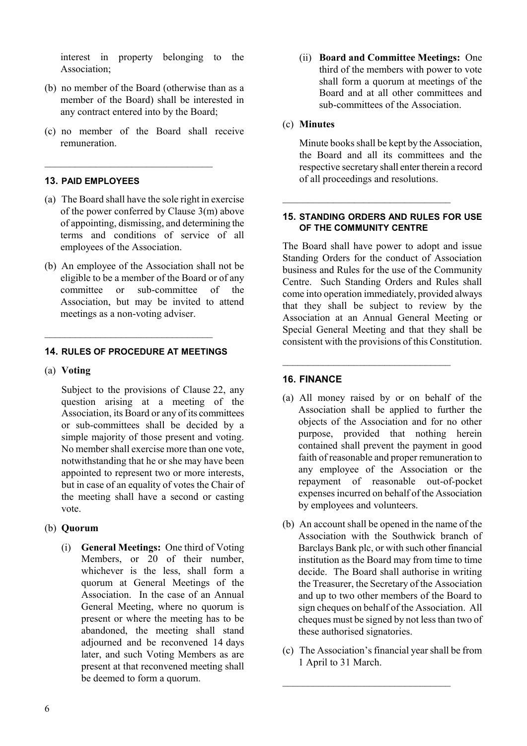interest in property belonging to the Association;

(b) no member of the Board (otherwise than as a member of the Board) shall be interested in any contract entered into by the Board;

(c) no member of the Board shall receive remuneration.

## 13. PAID EMPLOYEES

(a) The Board shall have the sole right in exercise of the power conferred by Clause 3(m) above of appointing, dismissing, and determining the terms and conditions of service of all employees of the Association.

(b) An employee of the Association shall not be eligible to be a member of the Board or of any committee or sub-committee of the Association, but may be invited to attend meetings as a non-voting adviser.

## 14. RULES OF PROCEDURE AT MEETINGS

(a) **Voting**

Subject to the provisions of Clause 22, any question arising at a meeting of the Association, its Board or any of its committees or sub-committees shall be decided by a simple majority of those present and voting. No member shall exercise more than one vote, notwithstanding that he or she may have been appointed to represent two or more interests, but in case of an equality of votes the Chair of the meeting shall have a second or casting vote.

(b) **Quorum**

(i) **General Meetings:** One third of Voting Members, or 20 of their number, whichever is the less, shall form a quorum at General Meetings of the Association. In the case of an Annual General Meeting, where no quorum is present or where the meeting has to be abandoned, the meeting shall stand adjourned and be reconvened 14 days later, and such Voting Members as are present at that reconvened meeting shall be deemed to form a quorum.

(ii) **Board and Committee Meetings:** One third of the members with power to vote shall form a quorum at meetings of the Board and at all other committees and sub-committees of the Association.

(c) **Minutes**

Minute books shall be kept by the Association, the Board and all its committees and the respective secretary shall enter therein a record of all proceedings and resolutions.

## 15. STANDING ORDERS AND RULES FOR USE OF THE COMMUNITY CENTRE

The Board shall have power to adopt and issue Standing Orders for the conduct of Association business and Rules for the use of the Community Centre. Such Standing Orders and Rules shall come into operation immediately, provided always that they shall be subject to review by the Association at an Annual General Meeting or Special General Meeting and that they shall be consistent with the provisions of this Constitution.

## 16. FINANCE

(a) All money raised by or on behalf of the Association shall be applied to further the objects of the Association and for no other purpose, provided that nothing herein contained shall prevent the payment in good faith of reasonable and proper remuneration to any employee of the Association or the repayment of reasonable out-of-pocket expenses incurred on behalf of the Association by employees and volunteers.

(b) An account shall be opened in the name of the Association with the Southwick branch of Barclays Bank plc, or with such other financial institution as the Board may from time to time decide. The Board shall authorise in writing the Treasurer, the Secretary of the Association and up to two other members of the Board to sign cheques on behalf of the Association. All cheques must be signed by not less than two of these authorised signatories.

(c) The Association's financial year shall be from 1 April to 31 March.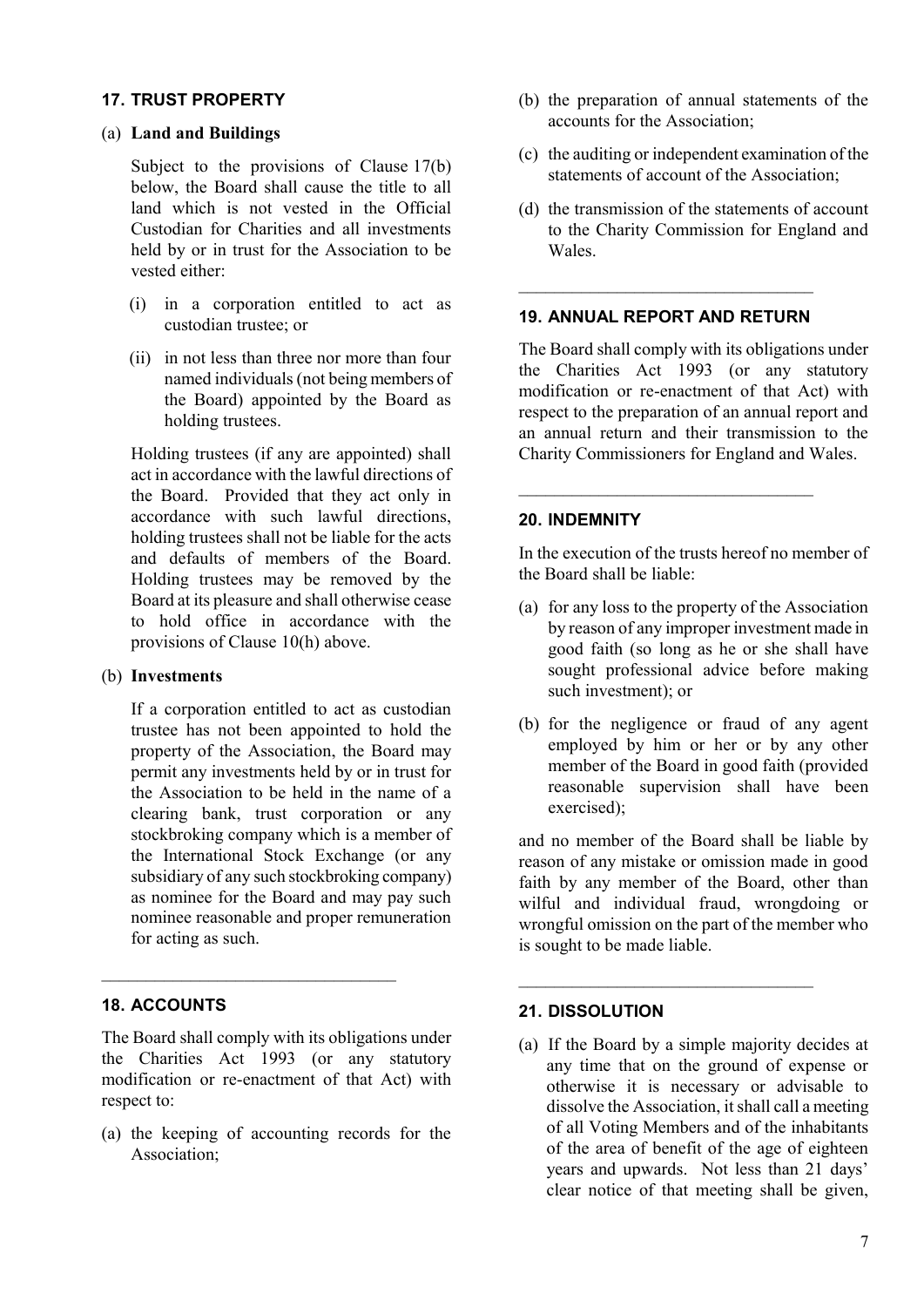## 17. TRUST PROPERTY

(a) **Land and Buildings**

Subject to the provisions of Clause 17(b) below, the Board shall cause the title to all land which is not vested in the Official Custodian for Charities and all investments held by or in trust for the Association to be vested either:

(i) in a corporation entitled to act as custodian trustee; or

(ii) in not less than three nor more than four named individuals (not being members of the Board) appointed by the Board as holding trustees.

Holding trustees (if any are appointed) shall act in accordance with the lawful directions of the Board. Provided that they act only in accordance with such lawful directions, holding trustees shall not be liable for the acts and defaults of members of the Board. Holding trustees may be removed by the Board at its pleasure and shall otherwise cease to hold office in accordance with the provisions of Clause 10(h) above.

(b) **Investments**

If a corporation entitled to act as custodian trustee has not been appointed to hold the property of the Association, the Board may permit any investments held by or in trust for the Association to be held in the name of a clearing bank, trust corporation or any stockbroking company which is a member of the International Stock Exchange (or any subsidiary of any such stockbroking company) as nominee for the Board and may pay such nominee reasonable and proper remuneration for acting as such.

---

## 18. ACCOUNTS

The Board shall comply with its obligations under the Charities Act 1993 (or any statutory modification or re-enactment of that Act) with respect to:

(a) the keeping of accounting records for the Association;

(b) the preparation of annual statements of the accounts for the Association;

(c) the auditing or independent examination of the statements of account of the Association;

(d) the transmission of the statements of account to the Charity Commission for England and Wales.

---

## 19. ANNUAL REPORT AND RETURN

The Board shall comply with its obligations under the Charities Act 1993 (or any statutory modification or re-enactment of that Act) with respect to the preparation of an annual report and an annual return and their transmission to the Charity Commissioners for England and Wales.

---

## 20. INDEMNITY

In the execution of the trusts hereof no member of the Board shall be liable:

(a) for any loss to the property of the Association by reason of any improper investment made in good faith (so long as he or she shall have sought professional advice before making such investment); or

(b) for the negligence or fraud of any agent employed by him or her or by any other member of the Board in good faith (provided reasonable supervision shall have been exercised);

and no member of the Board shall be liable by reason of any mistake or omission made in good faith by any member of the Board, other than wilful and individual fraud, wrongdoing or wrongful omission on the part of the member who is sought to be made liable.

---

## 21. DISSOLUTION

(a) If the Board by a simple majority decides at any time that on the ground of expense or otherwise it is necessary or advisable to dissolve the Association, it shall call a meeting of all Voting Members and of the inhabitants of the area of benefit of the age of eighteen years and upwards. Not less than 21 days' clear notice of that meeting shall be given,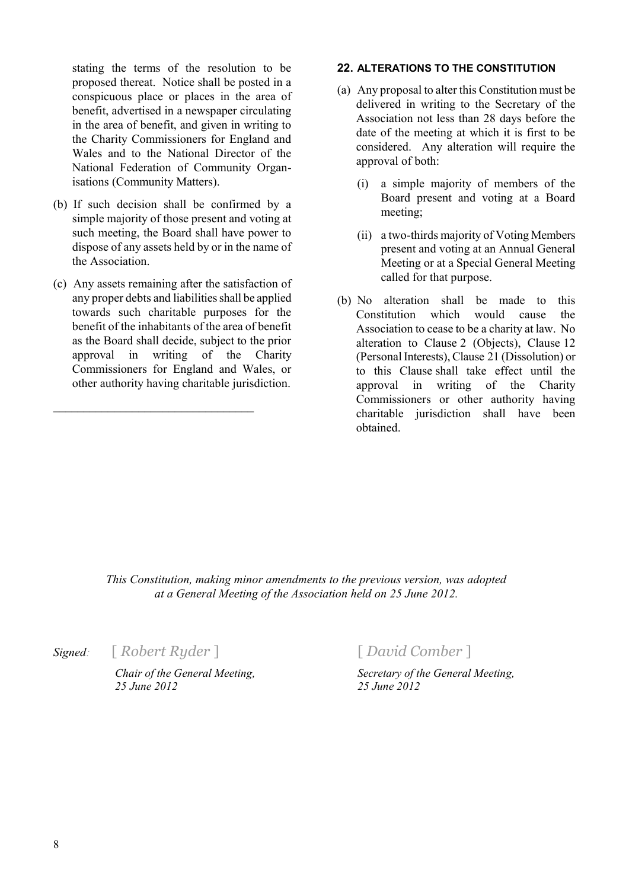stating the terms of the resolution to be proposed thereat. Notice shall be posted in a conspicuous place or places in the area of benefit, advertised in a newspaper circulating in the area of benefit, and given in writing to the Charity Commissioners for England and Wales and to the National Director of the National Federation of Community Organisations (Community Matters).

(b) If such decision shall be confirmed by a simple majority of those present and voting at such meeting, the Board shall have power to dispose of any assets held by or in the name of the Association.

(c) Any assets remaining after the satisfaction of any proper debts and liabilities shall be applied towards such charitable purposes for the benefit of the inhabitants of the area of benefit as the Board shall decide, subject to the prior approval in writing of the Charity Commissioners for England and Wales, or other authority having charitable jurisdiction.

---

### 22. ALTERATIONS TO THE CONSTITUTION

(a) Any proposal to alter this Constitution must be delivered in writing to the Secretary of the Association not less than 28 days before the date of the meeting at which it is first to be considered. Any alteration will require the approval of both:

   (i) a simple majority of members of the Board present and voting at a Board meeting;

   (ii) a two-thirds majority of Voting Members present and voting at an Annual General Meeting or at a Special General Meeting called for that purpose.

(b) No alteration shall be made to this Constitution which would cause the Association to cease to be a charity at law. No alteration to Clause 2 (Objects), Clause 12 (Personal Interests), Clause 21 (Dissolution) or to this Clause shall take effect until the approval in writing of the Charity Commissioners or other authority having charitable jurisdiction shall have been obtained.

*This Constitution, making minor amendments to the previous version, was adopted at a General Meeting of the Association held on 25 June 2012.*

*Signed:* [ *Robert Ryder* ]
*Chair of the General Meeting, 25 June 2012*

[ *David Comber* ]
*Secretary of the General Meeting, 25 June 2012*